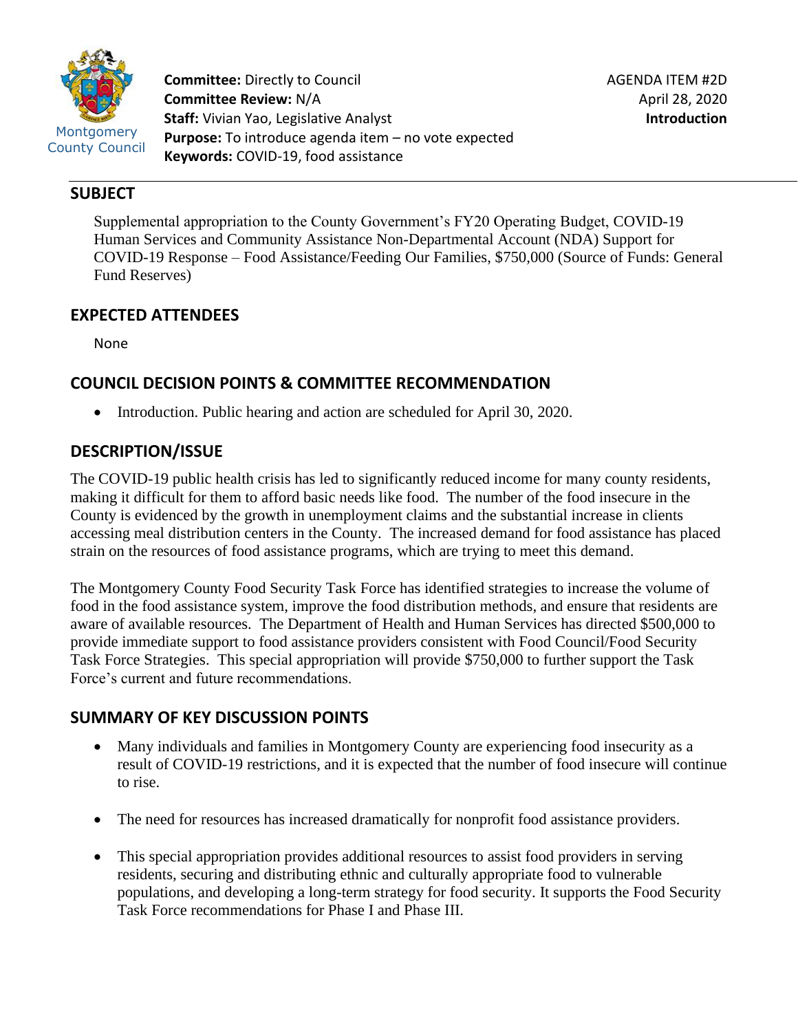Montgomery County Council

**Committee:** Directly to Council
**Committee Review:** N/A
**Staff:** Vivian Yao, Legislative Analyst
**Purpose:** To introduce agenda item – no vote expected
**Keywords:** COVID-19, food assistance

AGENDA ITEM #2D
April 28, 2020
**Introduction**

## SUBJECT

Supplemental appropriation to the County Government's FY20 Operating Budget, COVID-19 Human Services and Community Assistance Non-Departmental Account (NDA) Support for COVID-19 Response – Food Assistance/Feeding Our Families, $750,000 (Source of Funds: General Fund Reserves)

## EXPECTED ATTENDEES

None

## COUNCIL DECISION POINTS & COMMITTEE RECOMMENDATION

- Introduction. Public hearing and action are scheduled for April 30, 2020.

## DESCRIPTION/ISSUE

The COVID-19 public health crisis has led to significantly reduced income for many county residents, making it difficult for them to afford basic needs like food. The number of the food insecure in the County is evidenced by the growth in unemployment claims and the substantial increase in clients accessing meal distribution centers in the County. The increased demand for food assistance has placed strain on the resources of food assistance programs, which are trying to meet this demand.

The Montgomery County Food Security Task Force has identified strategies to increase the volume of food in the food assistance system, improve the food distribution methods, and ensure that residents are aware of available resources. The Department of Health and Human Services has directed $500,000 to provide immediate support to food assistance providers consistent with Food Council/Food Security Task Force Strategies. This special appropriation will provide $750,000 to further support the Task Force's current and future recommendations.

## SUMMARY OF KEY DISCUSSION POINTS

- Many individuals and families in Montgomery County are experiencing food insecurity as a result of COVID-19 restrictions, and it is expected that the number of food insecure will continue to rise.

- The need for resources has increased dramatically for nonprofit food assistance providers.

- This special appropriation provides additional resources to assist food providers in serving residents, securing and distributing ethnic and culturally appropriate food to vulnerable populations, and developing a long-term strategy for food security. It supports the Food Security Task Force recommendations for Phase I and Phase III.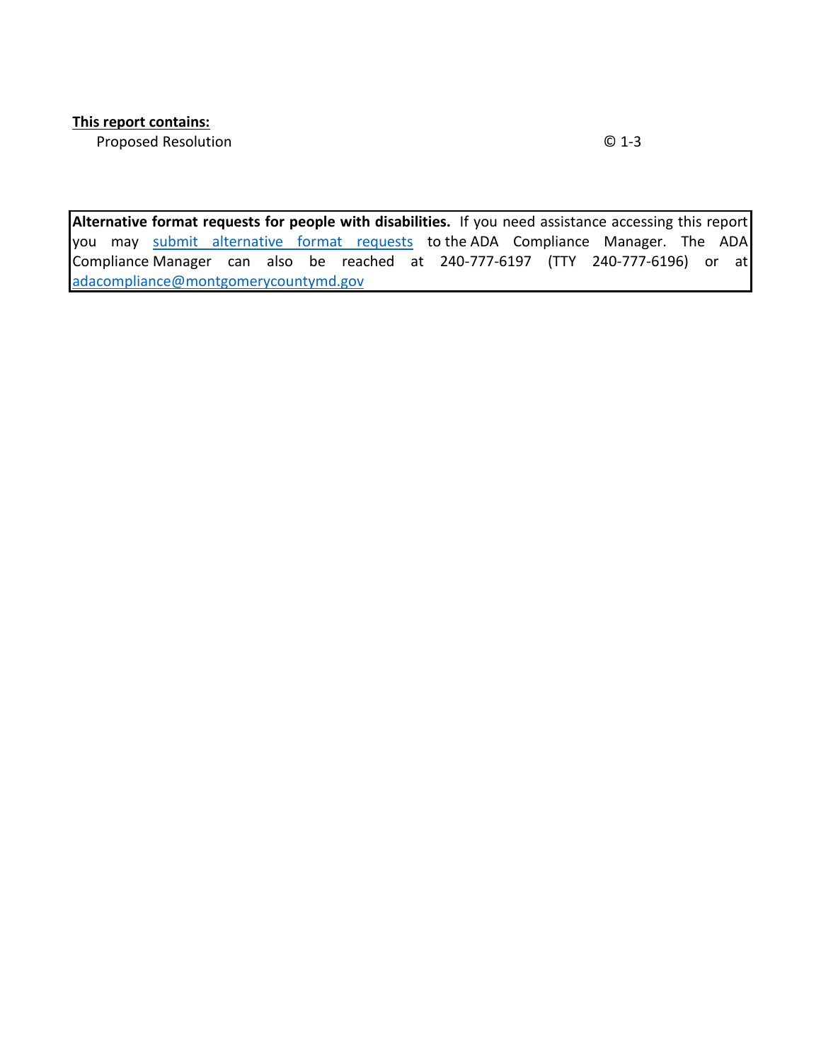**This report contains:**

Proposed Resolution © 1-3

**Alternative format requests for people with disabilities.** If you need assistance accessing this report you may submit alternative format requests to the ADA Compliance Manager. The ADA Compliance Manager can also be reached at 240-777-6197 (TTY 240-777-6196) or at adacompliance@montgomerycountymd.gov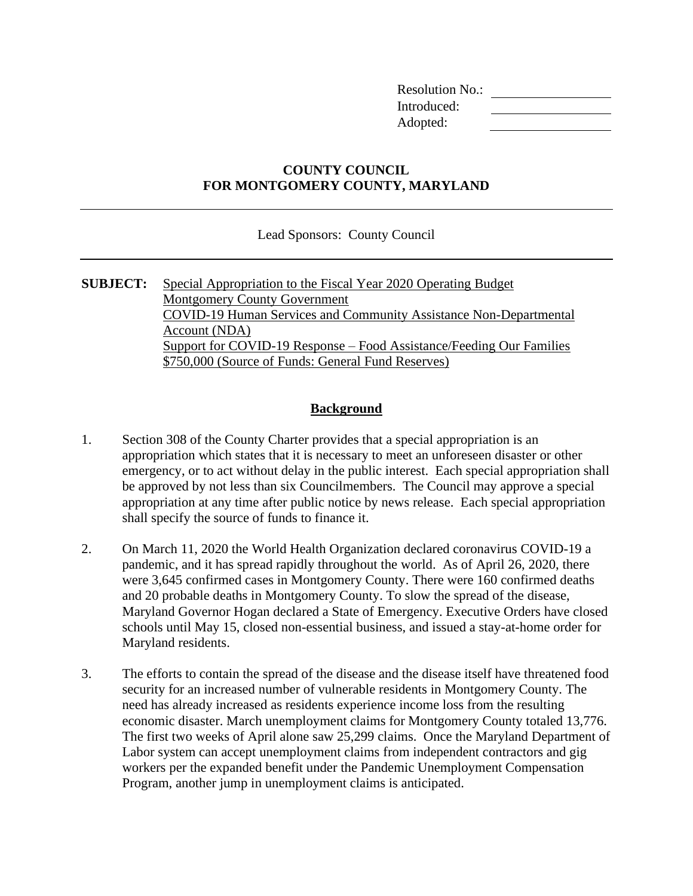Resolution No.: \_\_\_\_\_\_\_\_\_\_\_\_
Introduced: \_\_\_\_\_\_\_\_\_\_\_\_
Adopted: \_\_\_\_\_\_\_\_\_\_\_\_

**COUNTY COUNCIL**
**FOR MONTGOMERY COUNTY, MARYLAND**

---

Lead Sponsors: County Council

---

**SUBJECT:** Special Appropriation to the Fiscal Year 2020 Operating Budget
Montgomery County Government
COVID-19 Human Services and Community Assistance Non-Departmental Account (NDA)
Support for COVID-19 Response – Food Assistance/Feeding Our Families
$750,000 (Source of Funds: General Fund Reserves)

## Background

1. Section 308 of the County Charter provides that a special appropriation is an appropriation which states that it is necessary to meet an unforeseen disaster or other emergency, or to act without delay in the public interest. Each special appropriation shall be approved by not less than six Councilmembers. The Council may approve a special appropriation at any time after public notice by news release. Each special appropriation shall specify the source of funds to finance it.

2. On March 11, 2020 the World Health Organization declared coronavirus COVID-19 a pandemic, and it has spread rapidly throughout the world. As of April 26, 2020, there were 3,645 confirmed cases in Montgomery County. There were 160 confirmed deaths and 20 probable deaths in Montgomery County. To slow the spread of the disease, Maryland Governor Hogan declared a State of Emergency. Executive Orders have closed schools until May 15, closed non-essential business, and issued a stay-at-home order for Maryland residents.

3. The efforts to contain the spread of the disease and the disease itself have threatened food security for an increased number of vulnerable residents in Montgomery County. The need has already increased as residents experience income loss from the resulting economic disaster. March unemployment claims for Montgomery County totaled 13,776. The first two weeks of April alone saw 25,299 claims. Once the Maryland Department of Labor system can accept unemployment claims from independent contractors and gig workers per the expanded benefit under the Pandemic Unemployment Compensation Program, another jump in unemployment claims is anticipated.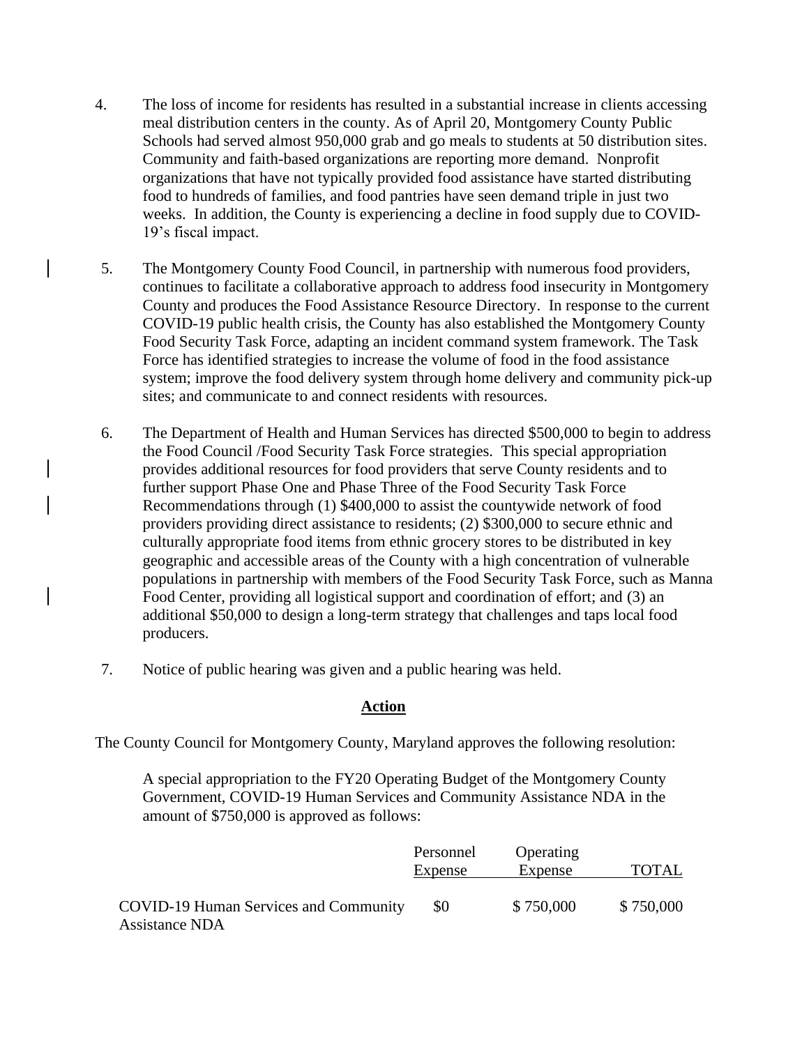4. The loss of income for residents has resulted in a substantial increase in clients accessing meal distribution centers in the county. As of April 20, Montgomery County Public Schools had served almost 950,000 grab and go meals to students at 50 distribution sites. Community and faith-based organizations are reporting more demand. Nonprofit organizations that have not typically provided food assistance have started distributing food to hundreds of families, and food pantries have seen demand triple in just two weeks. In addition, the County is experiencing a decline in food supply due to COVID-19's fiscal impact.

5. The Montgomery County Food Council, in partnership with numerous food providers, continues to facilitate a collaborative approach to address food insecurity in Montgomery County and produces the Food Assistance Resource Directory. In response to the current COVID-19 public health crisis, the County has also established the Montgomery County Food Security Task Force, adapting an incident command system framework. The Task Force has identified strategies to increase the volume of food in the food assistance system; improve the food delivery system through home delivery and community pick-up sites; and communicate to and connect residents with resources.

6. The Department of Health and Human Services has directed $500,000 to begin to address the Food Council /Food Security Task Force strategies. This special appropriation provides additional resources for food providers that serve County residents and to further support Phase One and Phase Three of the Food Security Task Force Recommendations through (1) $400,000 to assist the countywide network of food providers providing direct assistance to residents; (2) $300,000 to secure ethnic and culturally appropriate food items from ethnic grocery stores to be distributed in key geographic and accessible areas of the County with a high concentration of vulnerable populations in partnership with members of the Food Security Task Force, such as Manna Food Center, providing all logistical support and coordination of effort; and (3) an additional $50,000 to design a long-term strategy that challenges and taps local food producers.

7. Notice of public hearing was given and a public hearing was held.

**Action**

The County Council for Montgomery County, Maryland approves the following resolution:

A special appropriation to the FY20 Operating Budget of the Montgomery County Government, COVID-19 Human Services and Community Assistance NDA in the amount of $750,000 is approved as follows:

| | Personnel Expense | Operating Expense | TOTAL |
|---|---|---|---|
| COVID-19 Human Services and Community Assistance NDA | $0 | $ 750,000 | $ 750,000 |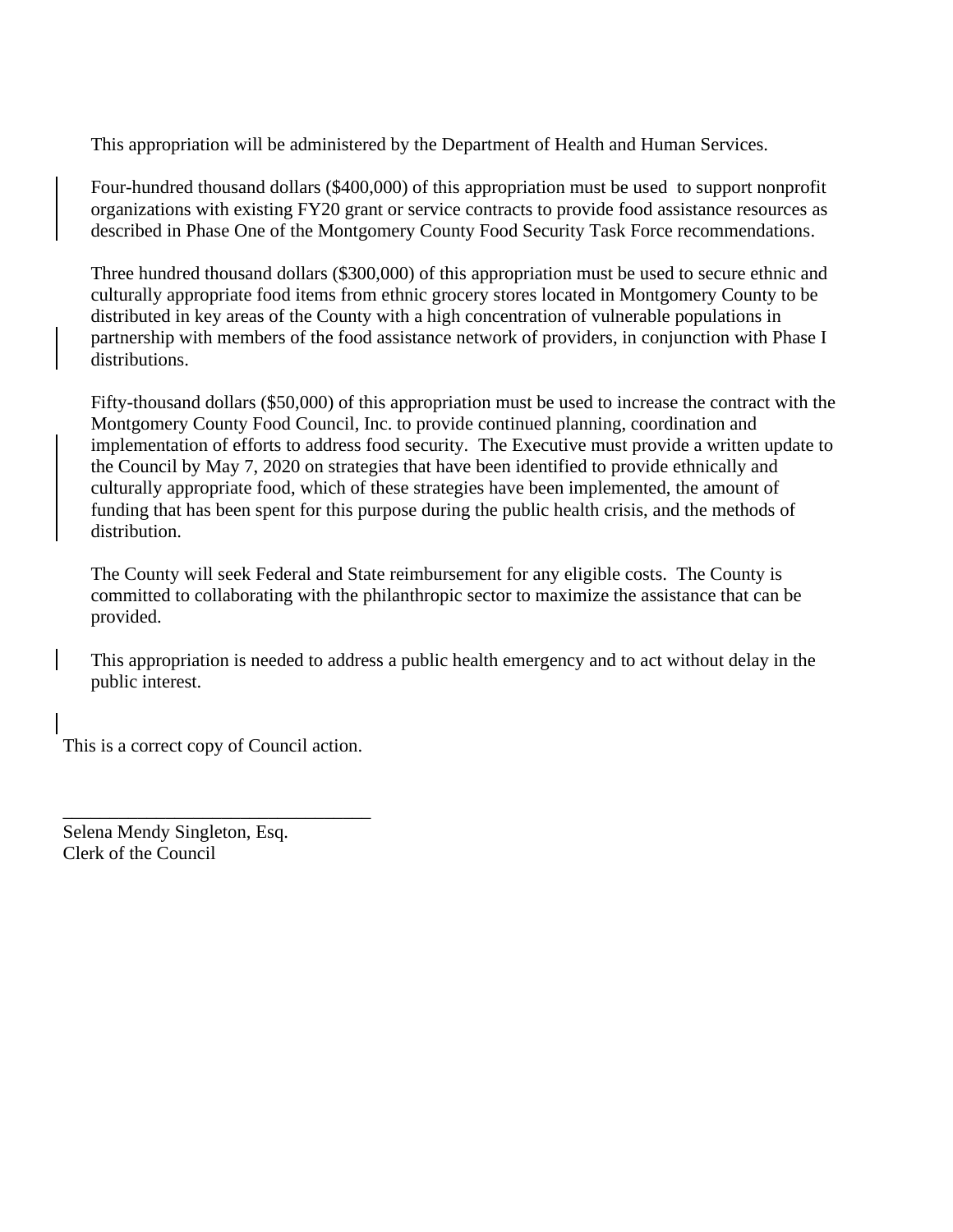This appropriation will be administered by the Department of Health and Human Services.

Four-hundred thousand dollars ($400,000) of this appropriation must be used to support nonprofit organizations with existing FY20 grant or service contracts to provide food assistance resources as described in Phase One of the Montgomery County Food Security Task Force recommendations.

Three hundred thousand dollars ($300,000) of this appropriation must be used to secure ethnic and culturally appropriate food items from ethnic grocery stores located in Montgomery County to be distributed in key areas of the County with a high concentration of vulnerable populations in partnership with members of the food assistance network of providers, in conjunction with Phase I distributions.

Fifty-thousand dollars ($50,000) of this appropriation must be used to increase the contract with the Montgomery County Food Council, Inc. to provide continued planning, coordination and implementation of efforts to address food security. The Executive must provide a written update to the Council by May 7, 2020 on strategies that have been identified to provide ethnically and culturally appropriate food, which of these strategies have been implemented, the amount of funding that has been spent for this purpose during the public health crisis, and the methods of distribution.

The County will seek Federal and State reimbursement for any eligible costs. The County is committed to collaborating with the philanthropic sector to maximize the assistance that can be provided.

This appropriation is needed to address a public health emergency and to act without delay in the public interest.

This is a correct copy of Council action.

\_\_\_\_\_\_\_\_\_\_\_\_\_\_\_\_\_\_\_\_\_\_\_\_\_\_\_\_\_\_\_\_\_\_

Selena Mendy Singleton, Esq.
Clerk of the Council